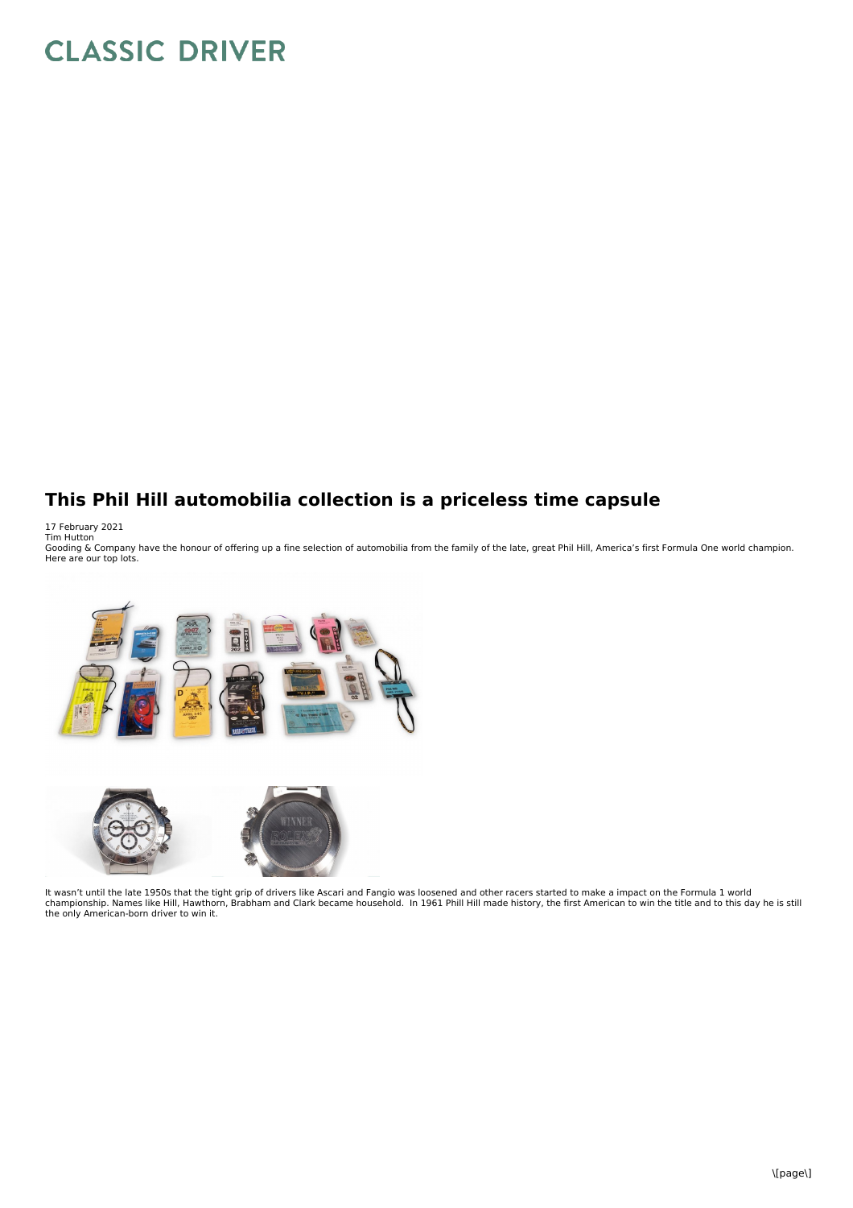# This Phil Hill automobilia collection is a priceless time capsule

17 February 2021
Tim Hutton

Gooding & Company have the honour of offering up a fine selection of automobilia from the family of the late, great Phil Hill, America's first Formula One world champion. Here are our top lots.

It wasn't until the late 1950s that the tight grip of drivers like Ascari and Fangio was loosened and other racers started to make a impact on the Formula 1 world championship. Names like Hill, Hawthorn, Brabham and Clark became household. In 1961 Phill Hill made history, the first American to win the title and to this day he is still the only American-born driver to win it.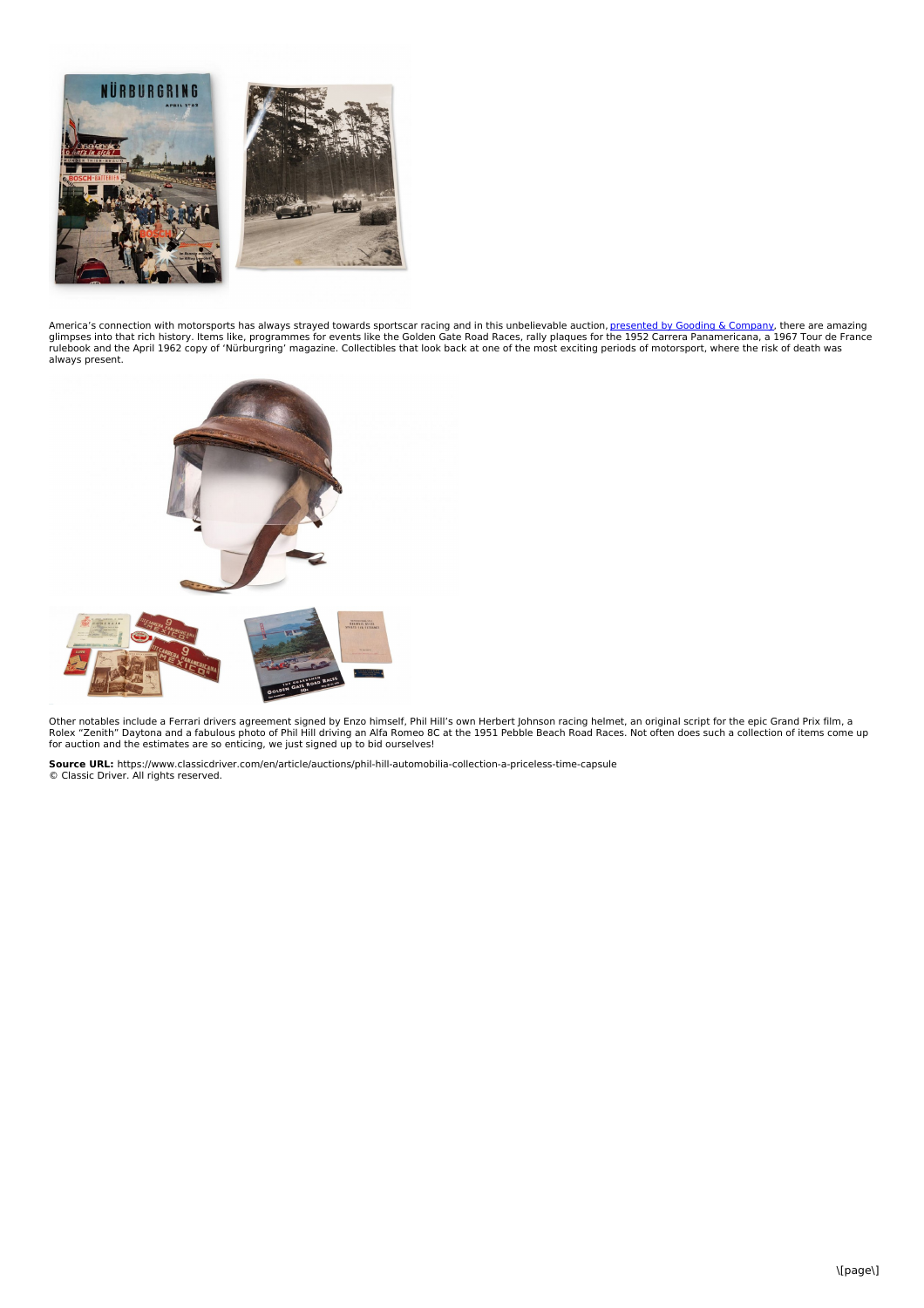America's connection with motorsports has always strayed towards sportscar racing and in this unbelievable auction, [presented by Gooding & Company](), there are amazing glimpses into that rich history. Items like, programmes for events like the Golden Gate Road Races, rally plaques for the 1952 Carrera Panamericana, a 1967 Tour de France rulebook and the April 1962 copy of 'Nürburgring' magazine. Collectibles that look back at one of the most exciting periods of motorsport, where the risk of death was always present.

Other notables include a Ferrari drivers agreement signed by Enzo himself, Phil Hill's own Herbert Johnson racing helmet, an original script for the epic Grand Prix film, a Rolex "Zenith" Daytona and a fabulous photo of Phil Hill driving an Alfa Romeo 8C at the 1951 Pebble Beach Road Races. Not often does such a collection of items come up for auction and the estimates are so enticing, we just signed up to bid ourselves!

**Source URL:** https://www.classicdriver.com/en/article/auctions/phil-hill-automobilia-collection-a-priceless-time-capsule
© Classic Driver. All rights reserved.